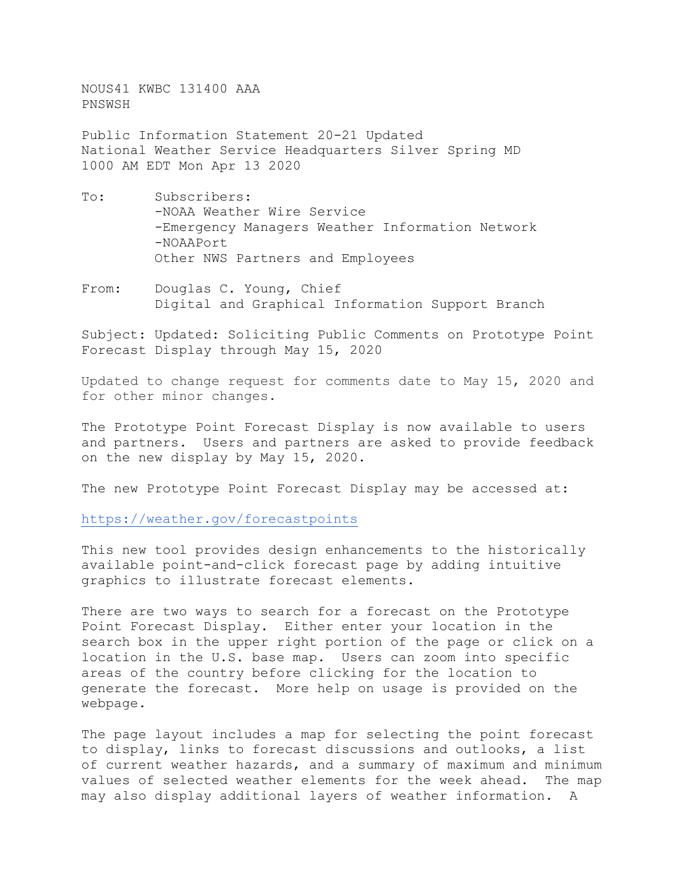NOUS41 KWBC 131400 AAA
PNSWSH

Public Information Statement 20-21 Updated
National Weather Service Headquarters Silver Spring MD
1000 AM EDT Mon Apr 13 2020

To: Subscribers:
-NOAA Weather Wire Service
-Emergency Managers Weather Information Network
-NOAAPort
Other NWS Partners and Employees

From: Douglas C. Young, Chief
Digital and Graphical Information Support Branch

Subject: Updated: Soliciting Public Comments on Prototype Point Forecast Display through May 15, 2020

Updated to change request for comments date to May 15, 2020 and for other minor changes.

The Prototype Point Forecast Display is now available to users and partners. Users and partners are asked to provide feedback on the new display by May 15, 2020.

The new Prototype Point Forecast Display may be accessed at:

https://weather.gov/forecastpoints

This new tool provides design enhancements to the historically available point-and-click forecast page by adding intuitive graphics to illustrate forecast elements.

There are two ways to search for a forecast on the Prototype Point Forecast Display. Either enter your location in the search box in the upper right portion of the page or click on a location in the U.S. base map. Users can zoom into specific areas of the country before clicking for the location to generate the forecast. More help on usage is provided on the webpage.

The page layout includes a map for selecting the point forecast to display, links to forecast discussions and outlooks, a list of current weather hazards, and a summary of maximum and minimum values of selected weather elements for the week ahead. The map may also display additional layers of weather information. A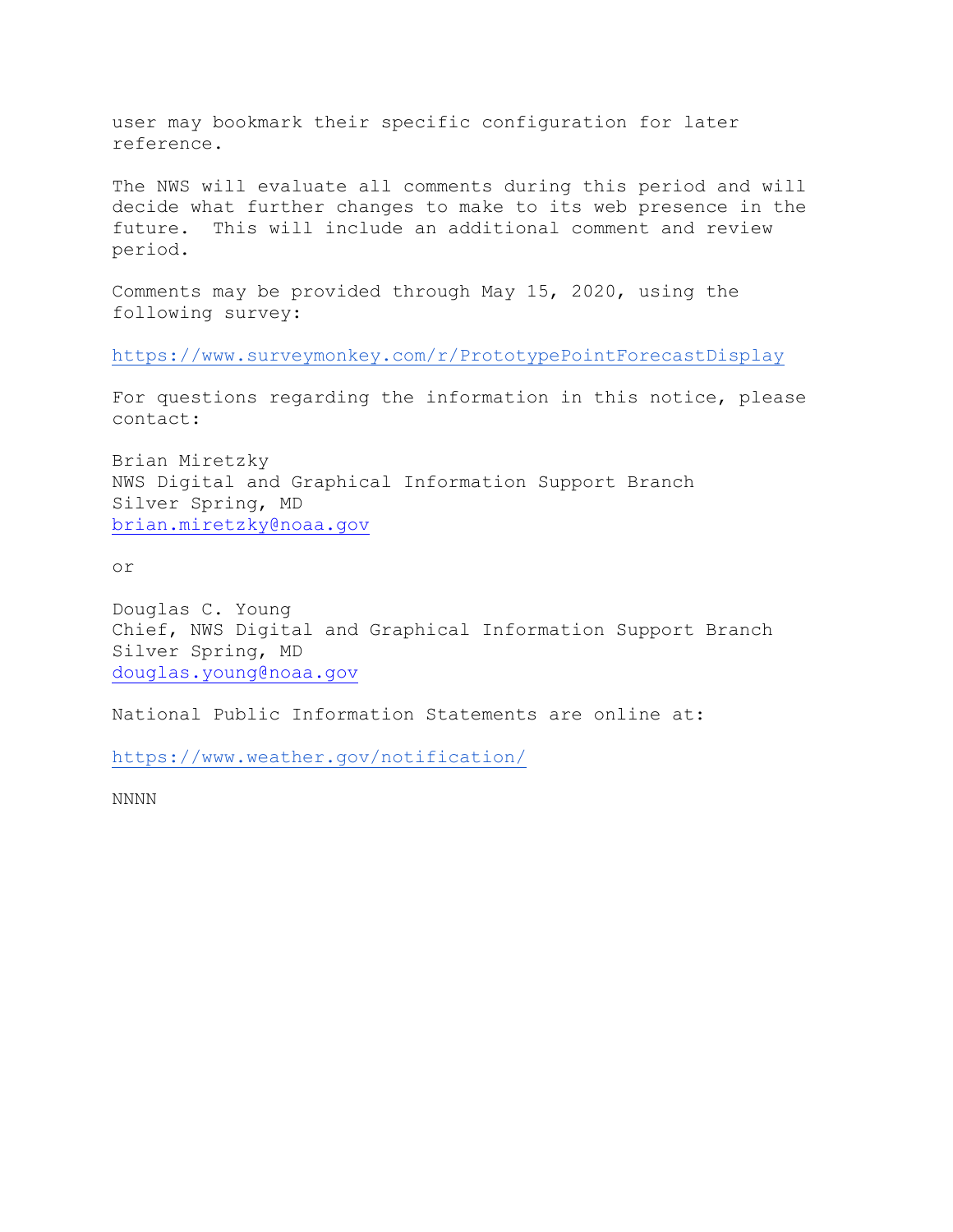user may bookmark their specific configuration for later reference.

The NWS will evaluate all comments during this period and will decide what further changes to make to its web presence in the future. This will include an additional comment and review period.

Comments may be provided through May 15, 2020, using the following survey:

https://www.surveymonkey.com/r/PrototypePointForecastDisplay

For questions regarding the information in this notice, please contact:

Brian Miretzky
NWS Digital and Graphical Information Support Branch
Silver Spring, MD
brian.miretzky@noaa.gov

or

Douglas C. Young
Chief, NWS Digital and Graphical Information Support Branch
Silver Spring, MD
douglas.young@noaa.gov

National Public Information Statements are online at:

https://www.weather.gov/notification/

NNNN